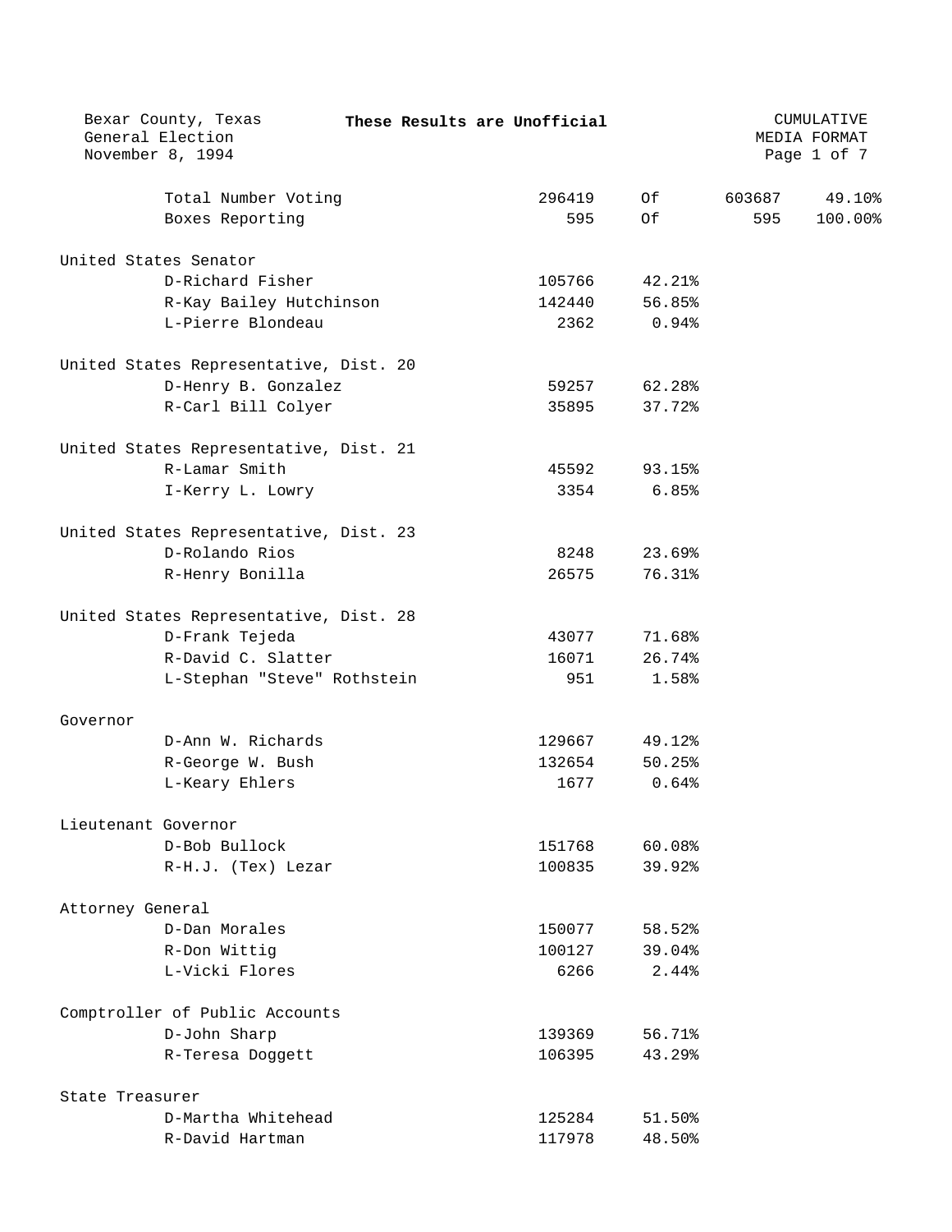Bexar County, Texas
General Election
November 8, 1994

**These Results are Unofficial**

CUMULATIVE
MEDIA FORMAT

| | | | | |
|---|---|---|---|---|
| Total Number Voting | 296419 | Of | 603687 | 49.10% |
| Boxes Reporting | 595 | Of | 595 | 100.00% |

**United States Senator**

| Candidate | Votes | Percent |
|---|---|---|
| D-Richard Fisher | 105766 | 42.21% |
| R-Kay Bailey Hutchinson | 142440 | 56.85% |
| L-Pierre Blondeau | 2362 | 0.94% |

**United States Representative, Dist. 20**

| Candidate | Votes | Percent |
|---|---|---|
| D-Henry B. Gonzalez | 59257 | 62.28% |
| R-Carl Bill Colyer | 35895 | 37.72% |

**United States Representative, Dist. 21**

| Candidate | Votes | Percent |
|---|---|---|
| R-Lamar Smith | 45592 | 93.15% |
| I-Kerry L. Lowry | 3354 | 6.85% |

**United States Representative, Dist. 23**

| Candidate | Votes | Percent |
|---|---|---|
| D-Rolando Rios | 8248 | 23.69% |
| R-Henry Bonilla | 26575 | 76.31% |

**United States Representative, Dist. 28**

| Candidate | Votes | Percent |
|---|---|---|
| D-Frank Tejeda | 43077 | 71.68% |
| R-David C. Slatter | 16071 | 26.74% |
| L-Stephan "Steve" Rothstein | 951 | 1.58% |

**Governor**

| Candidate | Votes | Percent |
|---|---|---|
| D-Ann W. Richards | 129667 | 49.12% |
| R-George W. Bush | 132654 | 50.25% |
| L-Keary Ehlers | 1677 | 0.64% |

**Lieutenant Governor**

| Candidate | Votes | Percent |
|---|---|---|
| D-Bob Bullock | 151768 | 60.08% |
| R-H.J. (Tex) Lezar | 100835 | 39.92% |

**Attorney General**

| Candidate | Votes | Percent |
|---|---|---|
| D-Dan Morales | 150077 | 58.52% |
| R-Don Wittig | 100127 | 39.04% |
| L-Vicki Flores | 6266 | 2.44% |

**Comptroller of Public Accounts**

| Candidate | Votes | Percent |
|---|---|---|
| D-John Sharp | 139369 | 56.71% |
| R-Teresa Doggett | 106395 | 43.29% |

**State Treasurer**

| Candidate | Votes | Percent |
|---|---|---|
| D-Martha Whitehead | 125284 | 51.50% |
| R-David Hartman | 117978 | 48.50% |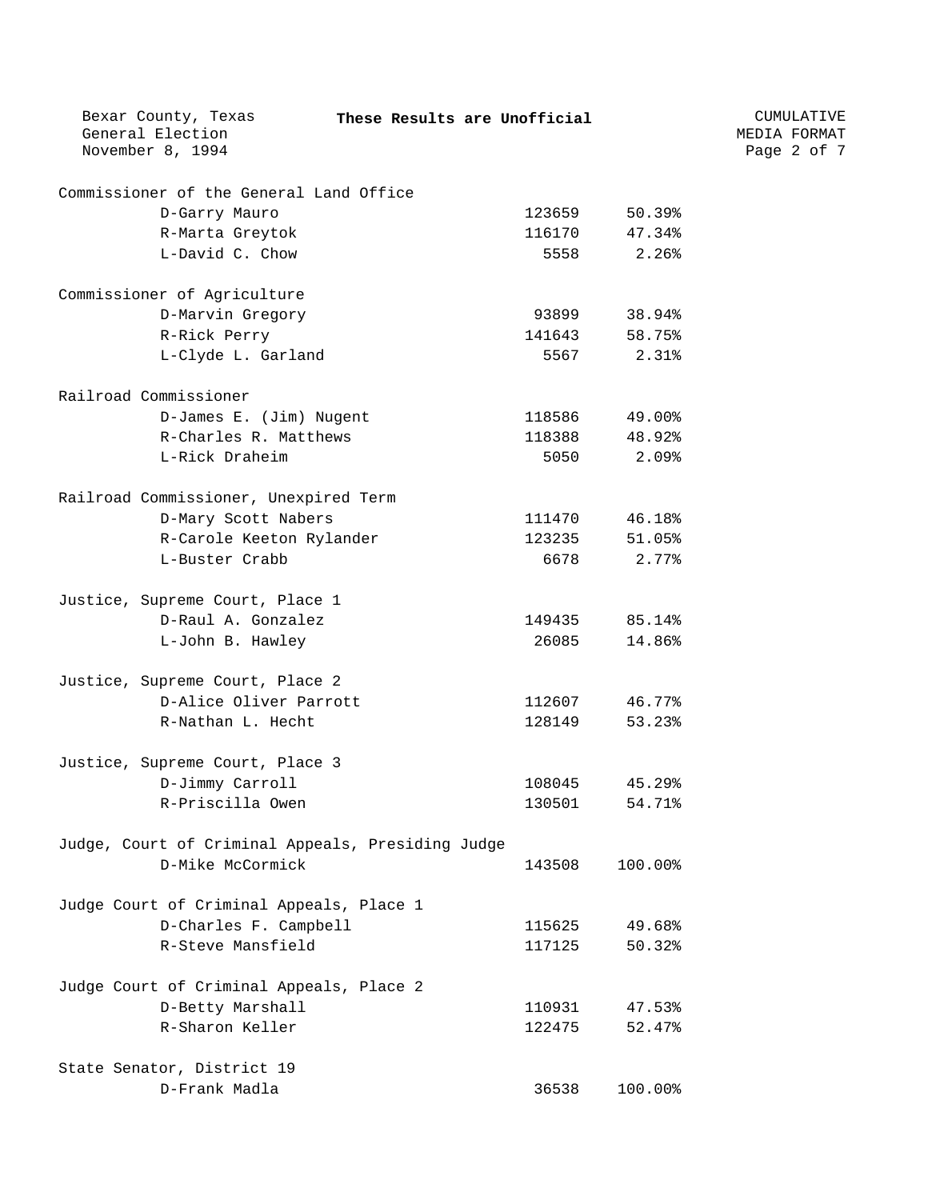## Commissioner of the General Land Office

| Candidate | Votes | Percent |
|---|---|---|
| D-Garry Mauro | 123659 | 50.39% |
| R-Marta Greytok | 116170 | 47.34% |
| L-David C. Chow | 5558 | 2.26% |

## Commissioner of Agriculture

| Candidate | Votes | Percent |
|---|---|---|
| D-Marvin Gregory | 93899 | 38.94% |
| R-Rick Perry | 141643 | 58.75% |
| L-Clyde L. Garland | 5567 | 2.31% |

## Railroad Commissioner

| Candidate | Votes | Percent |
|---|---|---|
| D-James E. (Jim) Nugent | 118586 | 49.00% |
| R-Charles R. Matthews | 118388 | 48.92% |
| L-Rick Draheim | 5050 | 2.09% |

## Railroad Commissioner, Unexpired Term

| Candidate | Votes | Percent |
|---|---|---|
| D-Mary Scott Nabers | 111470 | 46.18% |
| R-Carole Keeton Rylander | 123235 | 51.05% |
| L-Buster Crabb | 6678 | 2.77% |

## Justice, Supreme Court, Place 1

| Candidate | Votes | Percent |
|---|---|---|
| D-Raul A. Gonzalez | 149435 | 85.14% |
| L-John B. Hawley | 26085 | 14.86% |

## Justice, Supreme Court, Place 2

| Candidate | Votes | Percent |
|---|---|---|
| D-Alice Oliver Parrott | 112607 | 46.77% |
| R-Nathan L. Hecht | 128149 | 53.23% |

## Justice, Supreme Court, Place 3

| Candidate | Votes | Percent |
|---|---|---|
| D-Jimmy Carroll | 108045 | 45.29% |
| R-Priscilla Owen | 130501 | 54.71% |

## Judge, Court of Criminal Appeals, Presiding Judge

| Candidate | Votes | Percent |
|---|---|---|
| D-Mike McCormick | 143508 | 100.00% |

## Judge Court of Criminal Appeals, Place 1

| Candidate | Votes | Percent |
|---|---|---|
| D-Charles F. Campbell | 115625 | 49.68% |
| R-Steve Mansfield | 117125 | 50.32% |

## Judge Court of Criminal Appeals, Place 2

| Candidate | Votes | Percent |
|---|---|---|
| D-Betty Marshall | 110931 | 47.53% |
| R-Sharon Keller | 122475 | 52.47% |

## State Senator, District 19

| Candidate | Votes | Percent |
|---|---|---|
| D-Frank Madla | 36538 | 100.00% |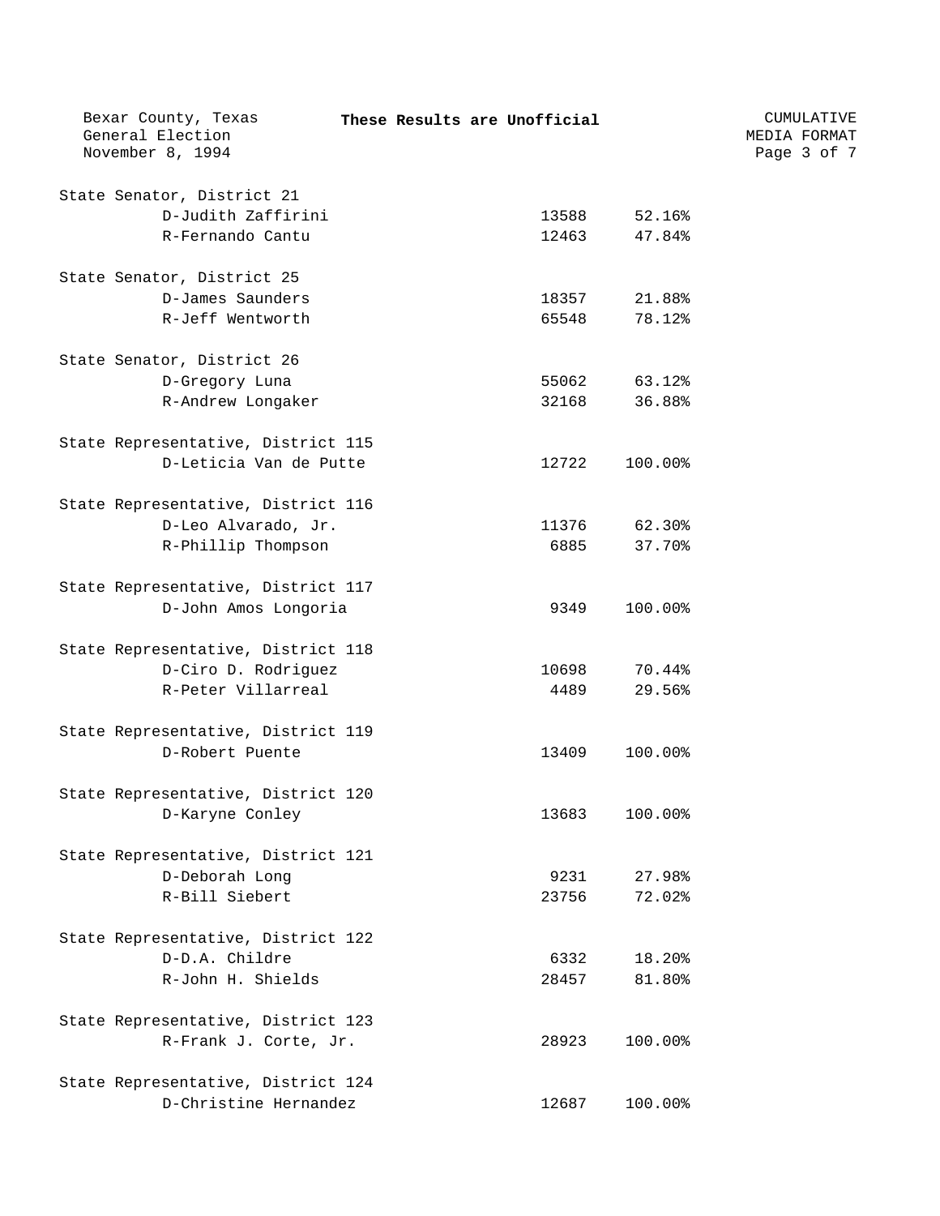State Senator, District 21

| Candidate | Votes | Percent |
|---|---|---|
| D-Judith Zaffirini | 13588 | 52.16% |
| R-Fernando Cantu | 12463 | 47.84% |

State Senator, District 25

| Candidate | Votes | Percent |
|---|---|---|
| D-James Saunders | 18357 | 21.88% |
| R-Jeff Wentworth | 65548 | 78.12% |

State Senator, District 26

| Candidate | Votes | Percent |
|---|---|---|
| D-Gregory Luna | 55062 | 63.12% |
| R-Andrew Longaker | 32168 | 36.88% |

State Representative, District 115

| Candidate | Votes | Percent |
|---|---|---|
| D-Leticia Van de Putte | 12722 | 100.00% |

State Representative, District 116

| Candidate | Votes | Percent |
|---|---|---|
| D-Leo Alvarado, Jr. | 11376 | 62.30% |
| R-Phillip Thompson | 6885 | 37.70% |

State Representative, District 117

| Candidate | Votes | Percent |
|---|---|---|
| D-John Amos Longoria | 9349 | 100.00% |

State Representative, District 118

| Candidate | Votes | Percent |
|---|---|---|
| D-Ciro D. Rodriguez | 10698 | 70.44% |
| R-Peter Villarreal | 4489 | 29.56% |

State Representative, District 119

| Candidate | Votes | Percent |
|---|---|---|
| D-Robert Puente | 13409 | 100.00% |

State Representative, District 120

| Candidate | Votes | Percent |
|---|---|---|
| D-Karyne Conley | 13683 | 100.00% |

State Representative, District 121

| Candidate | Votes | Percent |
|---|---|---|
| D-Deborah Long | 9231 | 27.98% |
| R-Bill Siebert | 23756 | 72.02% |

State Representative, District 122

| Candidate | Votes | Percent |
|---|---|---|
| D-D.A. Childre | 6332 | 18.20% |
| R-John H. Shields | 28457 | 81.80% |

State Representative, District 123

| Candidate | Votes | Percent |
|---|---|---|
| R-Frank J. Corte, Jr. | 28923 | 100.00% |

State Representative, District 124

| Candidate | Votes | Percent |
|---|---|---|
| D-Christine Hernandez | 12687 | 100.00% |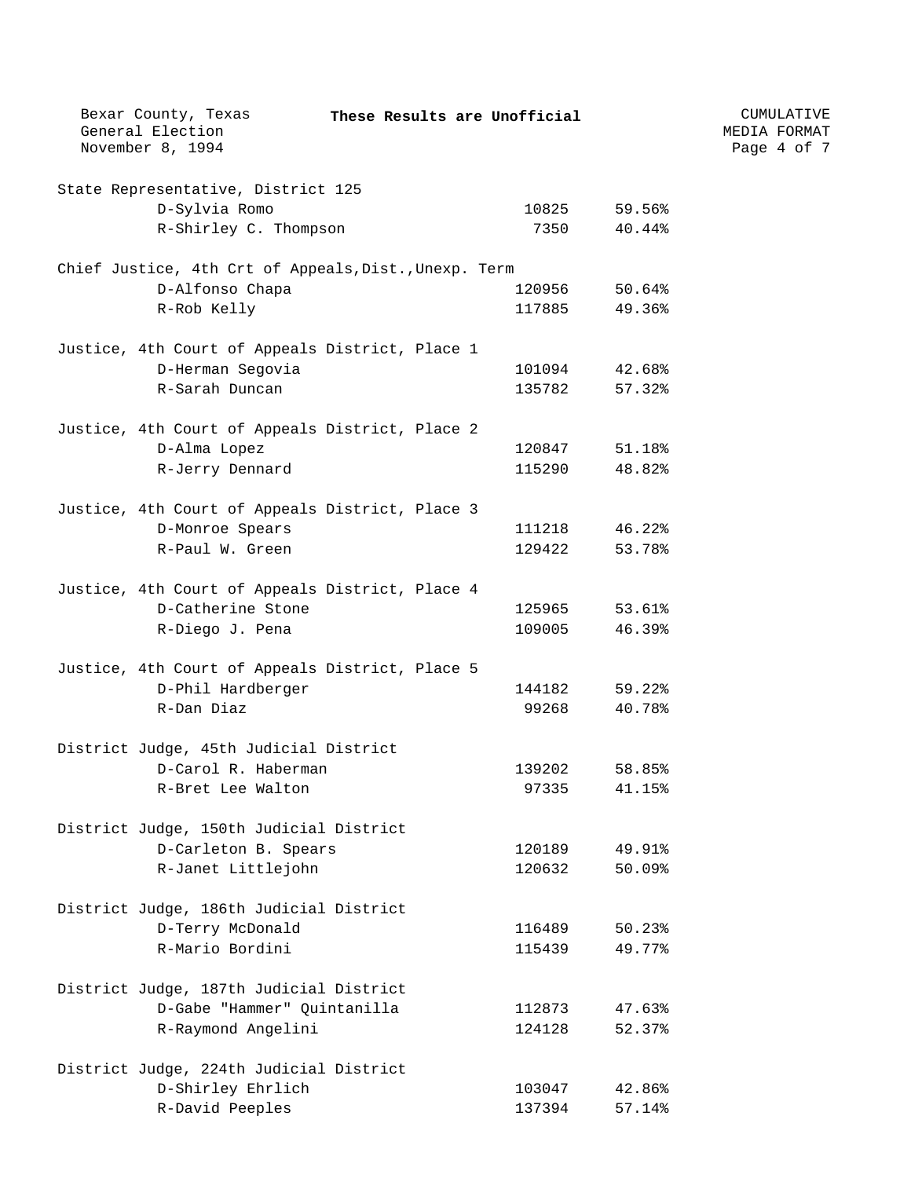Bexar County, Texas
General Election
November 8, 1994

**These Results are Unofficial**

CUMULATIVE
MEDIA FORMAT

### State Representative, District 125

| Candidate | Votes | Percent |
|---|---|---|
| D-Sylvia Romo | 10825 | 59.56% |
| R-Shirley C. Thompson | 7350 | 40.44% |

### Chief Justice, 4th Crt of Appeals,Dist.,Unexp. Term

| Candidate | Votes | Percent |
|---|---|---|
| D-Alfonso Chapa | 120956 | 50.64% |
| R-Rob Kelly | 117885 | 49.36% |

### Justice, 4th Court of Appeals District, Place 1

| Candidate | Votes | Percent |
|---|---|---|
| D-Herman Segovia | 101094 | 42.68% |
| R-Sarah Duncan | 135782 | 57.32% |

### Justice, 4th Court of Appeals District, Place 2

| Candidate | Votes | Percent |
|---|---|---|
| D-Alma Lopez | 120847 | 51.18% |
| R-Jerry Dennard | 115290 | 48.82% |

### Justice, 4th Court of Appeals District, Place 3

| Candidate | Votes | Percent |
|---|---|---|
| D-Monroe Spears | 111218 | 46.22% |
| R-Paul W. Green | 129422 | 53.78% |

### Justice, 4th Court of Appeals District, Place 4

| Candidate | Votes | Percent |
|---|---|---|
| D-Catherine Stone | 125965 | 53.61% |
| R-Diego J. Pena | 109005 | 46.39% |

### Justice, 4th Court of Appeals District, Place 5

| Candidate | Votes | Percent |
|---|---|---|
| D-Phil Hardberger | 144182 | 59.22% |
| R-Dan Diaz | 99268 | 40.78% |

### District Judge, 45th Judicial District

| Candidate | Votes | Percent |
|---|---|---|
| D-Carol R. Haberman | 139202 | 58.85% |
| R-Bret Lee Walton | 97335 | 41.15% |

### District Judge, 150th Judicial District

| Candidate | Votes | Percent |
|---|---|---|
| D-Carleton B. Spears | 120189 | 49.91% |
| R-Janet Littlejohn | 120632 | 50.09% |

### District Judge, 186th Judicial District

| Candidate | Votes | Percent |
|---|---|---|
| D-Terry McDonald | 116489 | 50.23% |
| R-Mario Bordini | 115439 | 49.77% |

### District Judge, 187th Judicial District

| Candidate | Votes | Percent |
|---|---|---|
| D-Gabe "Hammer" Quintanilla | 112873 | 47.63% |
| R-Raymond Angelini | 124128 | 52.37% |

### District Judge, 224th Judicial District

| Candidate | Votes | Percent |
|---|---|---|
| D-Shirley Ehrlich | 103047 | 42.86% |
| R-David Peeples | 137394 | 57.14% |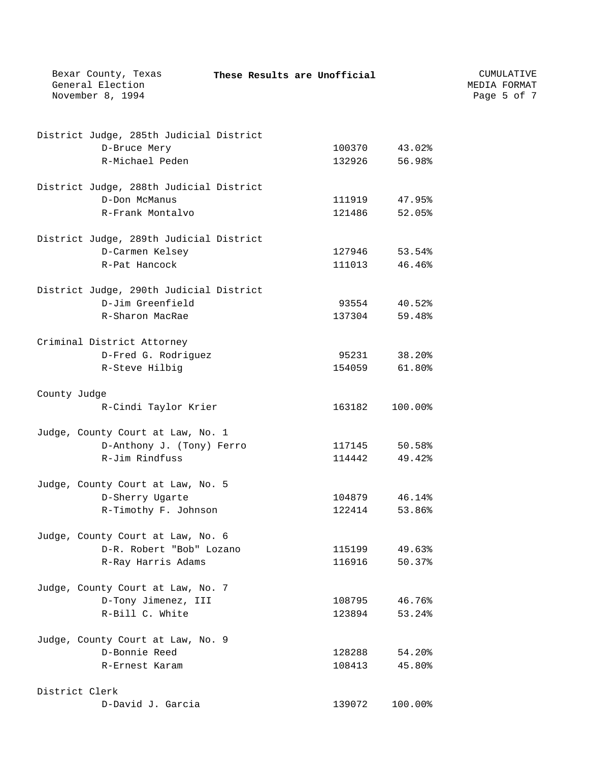District Judge, 285th Judicial District

| Candidate | Votes | Percent |
|---|---|---|
| D-Bruce Mery | 100370 | 43.02% |
| R-Michael Peden | 132926 | 56.98% |

District Judge, 288th Judicial District

| Candidate | Votes | Percent |
|---|---|---|
| D-Don McManus | 111919 | 47.95% |
| R-Frank Montalvo | 121486 | 52.05% |

District Judge, 289th Judicial District

| Candidate | Votes | Percent |
|---|---|---|
| D-Carmen Kelsey | 127946 | 53.54% |
| R-Pat Hancock | 111013 | 46.46% |

District Judge, 290th Judicial District

| Candidate | Votes | Percent |
|---|---|---|
| D-Jim Greenfield | 93554 | 40.52% |
| R-Sharon MacRae | 137304 | 59.48% |

Criminal District Attorney

| Candidate | Votes | Percent |
|---|---|---|
| D-Fred G. Rodriguez | 95231 | 38.20% |
| R-Steve Hilbig | 154059 | 61.80% |

County Judge

| Candidate | Votes | Percent |
|---|---|---|
| R-Cindi Taylor Krier | 163182 | 100.00% |

Judge, County Court at Law, No. 1

| Candidate | Votes | Percent |
|---|---|---|
| D-Anthony J. (Tony) Ferro | 117145 | 50.58% |
| R-Jim Rindfuss | 114442 | 49.42% |

Judge, County Court at Law, No. 5

| Candidate | Votes | Percent |
|---|---|---|
| D-Sherry Ugarte | 104879 | 46.14% |
| R-Timothy F. Johnson | 122414 | 53.86% |

Judge, County Court at Law, No. 6

| Candidate | Votes | Percent |
|---|---|---|
| D-R. Robert "Bob" Lozano | 115199 | 49.63% |
| R-Ray Harris Adams | 116916 | 50.37% |

Judge, County Court at Law, No. 7

| Candidate | Votes | Percent |
|---|---|---|
| D-Tony Jimenez, III | 108795 | 46.76% |
| R-Bill C. White | 123894 | 53.24% |

Judge, County Court at Law, No. 9

| Candidate | Votes | Percent |
|---|---|---|
| D-Bonnie Reed | 128288 | 54.20% |
| R-Ernest Karam | 108413 | 45.80% |

District Clerk

| Candidate | Votes | Percent |
|---|---|---|
| D-David J. Garcia | 139072 | 100.00% |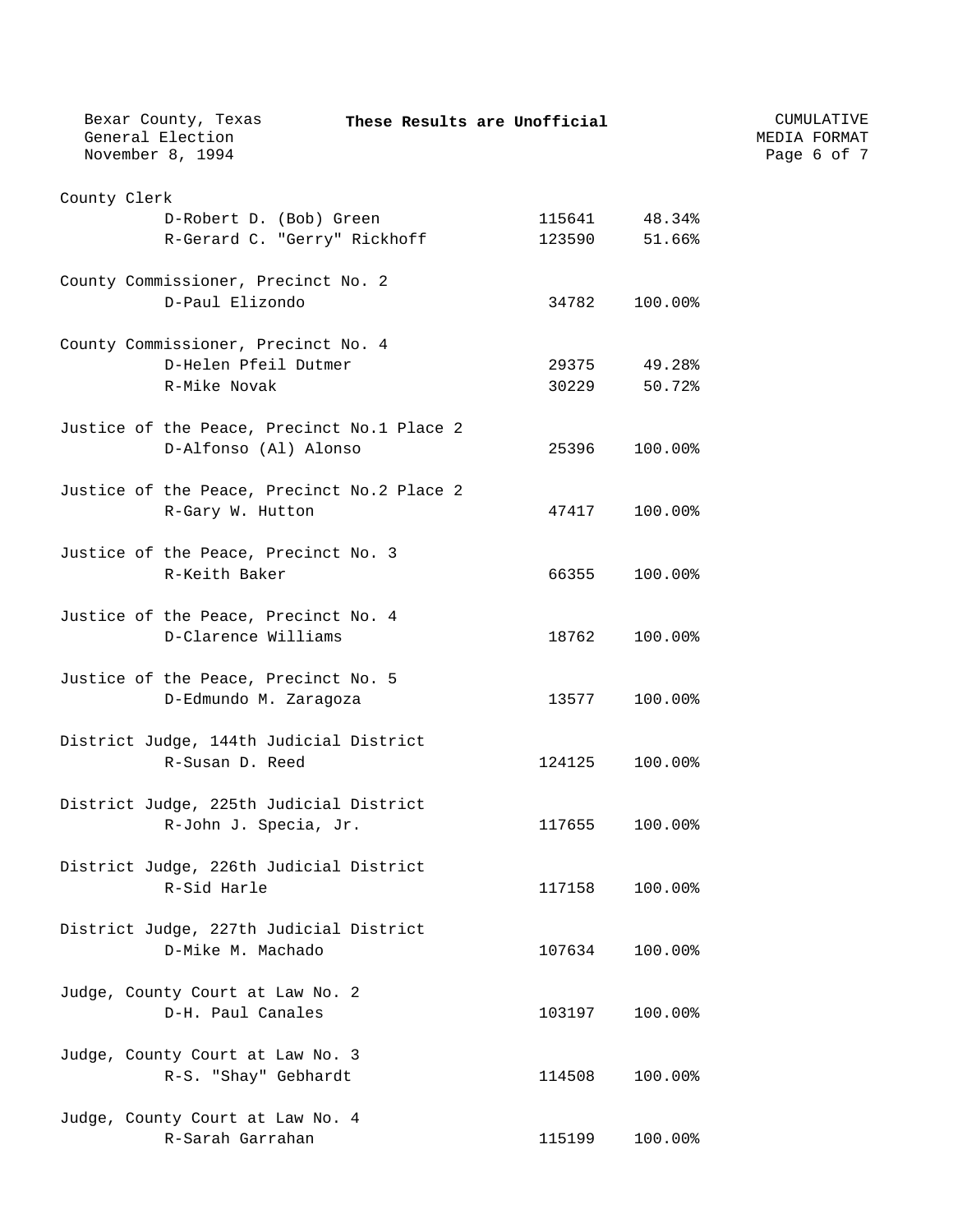County Clerk

| Candidate | Votes | Percent |
| --- | --- | --- |
| D-Robert D. (Bob) Green | 115641 | 48.34% |
| R-Gerard C. "Gerry" Rickhoff | 123590 | 51.66% |

County Commissioner, Precinct No. 2

| Candidate | Votes | Percent |
| --- | --- | --- |
| D-Paul Elizondo | 34782 | 100.00% |

County Commissioner, Precinct No. 4

| Candidate | Votes | Percent |
| --- | --- | --- |
| D-Helen Pfeil Dutmer | 29375 | 49.28% |
| R-Mike Novak | 30229 | 50.72% |

Justice of the Peace, Precinct No.1 Place 2

| Candidate | Votes | Percent |
| --- | --- | --- |
| D-Alfonso (Al) Alonso | 25396 | 100.00% |

Justice of the Peace, Precinct No.2 Place 2

| Candidate | Votes | Percent |
| --- | --- | --- |
| R-Gary W. Hutton | 47417 | 100.00% |

Justice of the Peace, Precinct No. 3

| Candidate | Votes | Percent |
| --- | --- | --- |
| R-Keith Baker | 66355 | 100.00% |

Justice of the Peace, Precinct No. 4

| Candidate | Votes | Percent |
| --- | --- | --- |
| D-Clarence Williams | 18762 | 100.00% |

Justice of the Peace, Precinct No. 5

| Candidate | Votes | Percent |
| --- | --- | --- |
| D-Edmundo M. Zaragoza | 13577 | 100.00% |

District Judge, 144th Judicial District

| Candidate | Votes | Percent |
| --- | --- | --- |
| R-Susan D. Reed | 124125 | 100.00% |

District Judge, 225th Judicial District

| Candidate | Votes | Percent |
| --- | --- | --- |
| R-John J. Specia, Jr. | 117655 | 100.00% |

District Judge, 226th Judicial District

| Candidate | Votes | Percent |
| --- | --- | --- |
| R-Sid Harle | 117158 | 100.00% |

District Judge, 227th Judicial District

| Candidate | Votes | Percent |
| --- | --- | --- |
| D-Mike M. Machado | 107634 | 100.00% |

Judge, County Court at Law No. 2

| Candidate | Votes | Percent |
| --- | --- | --- |
| D-H. Paul Canales | 103197 | 100.00% |

Judge, County Court at Law No. 3

| Candidate | Votes | Percent |
| --- | --- | --- |
| R-S. "Shay" Gebhardt | 114508 | 100.00% |

Judge, County Court at Law No. 4

| Candidate | Votes | Percent |
| --- | --- | --- |
| R-Sarah Garrahan | 115199 | 100.00% |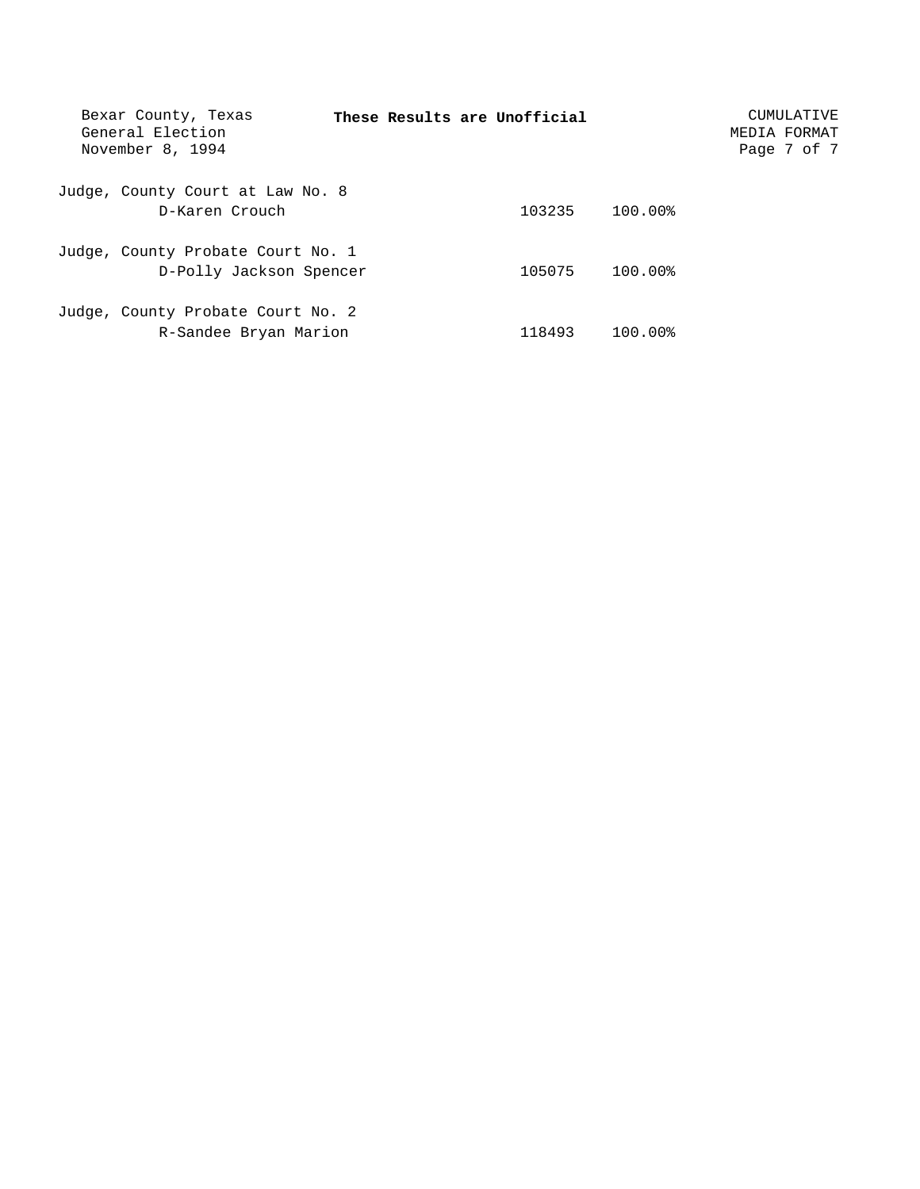Judge, County Court at Law No. 8

| | | |
|---|---|---|
| D-Karen Crouch | 103235 | 100.00% |

Judge, County Probate Court No. 1

| | | |
|---|---|---|
| D-Polly Jackson Spencer | 105075 | 100.00% |

Judge, County Probate Court No. 2

| | | |
|---|---|---|
| R-Sandee Bryan Marion | 118493 | 100.00% |